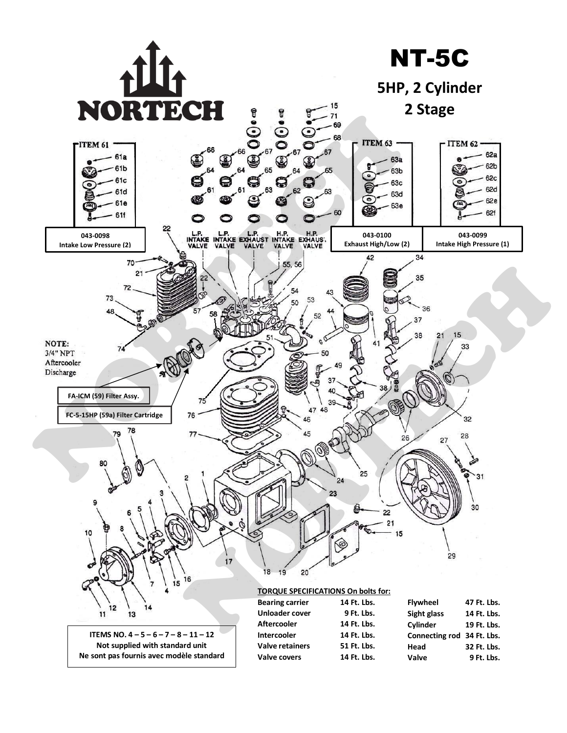# NT-5C

## 5HP, 2 Cylinder

## 2 Stage

NORTECH

ITEM 61

61a
61b
61c
61d
61e
61f

**043-0098**
**Intake Low Pressure (2)**

ITEM 63

63a
63b
63c
63d
63e

**043-0100**
**Exhaust High/Low (2)**

ITEM 62

62a
62b
62c
62d
62e
62f

**043-0099**
**Intake High Pressure (1)**

L.P. INTAKE VALVE — L.P. INTAKE VALVE — L.P. EXHAUST VALVE — H.P. INTAKE VALVE — H.P. EXHAUST VALVE

NOTE:
3/4" NPT
Aftercooler
Discharge

**FA-ICM (59) Filter Assy.**

**FC-5-15HP (59a) Filter Cartridge**

**ITEMS NO. 4 – 5 – 6 – 7 – 8 – 11 – 12**
**Not supplied with standard unit**
**Ne sont pas fournis avec modèle standard**

**TORQUE SPECIFICATIONS On bolts for:**

| | | | |
|---|---|---|---|
| **Bearing carrier** | **14 Ft. Lbs.** | **Flywheel** | **47 Ft. Lbs.** |
| **Unloader cover** | **9 Ft. Lbs.** | **Sight glass** | **14 Ft. Lbs.** |
| **Aftercooler** | **14 Ft. Lbs.** | **Cylinder** | **19 Ft. Lbs.** |
| **Intercooler** | **14 Ft. Lbs.** | **Connecting rod** | **34 Ft. Lbs.** |
| **Valve retainers** | **51 Ft. Lbs.** | **Head** | **32 Ft. Lbs.** |
| **Valve covers** | **14 Ft. Lbs.** | **Valve** | **9 Ft. Lbs.** |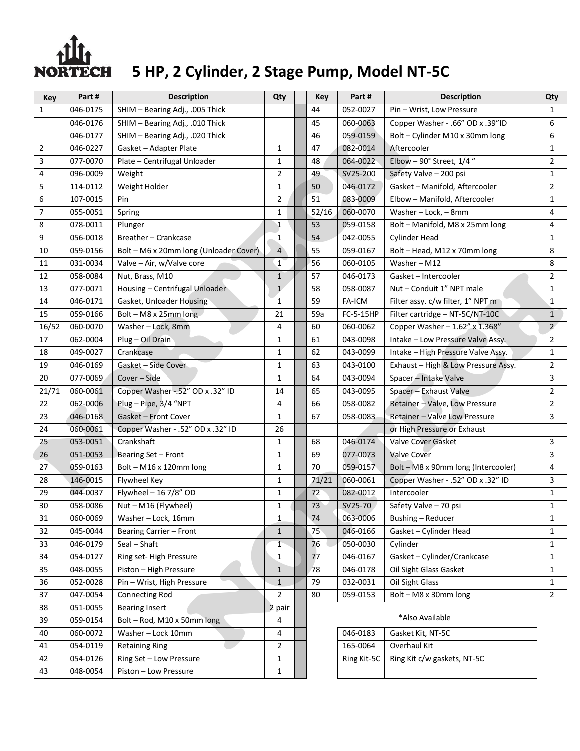# NORTECH 5 HP, 2 Cylinder, 2 Stage Pump, Model NT-5C

| Key | Part # | Description | Qty |
|---|---|---|---|
| 1 | 046-0175 | SHIM – Bearing Adj., .005 Thick | |
| | 046-0176 | SHIM – Bearing Adj., .010 Thick | |
| | 046-0177 | SHIM – Bearing Adj., .020 Thick | |
| 2 | 046-0227 | Gasket – Adapter Plate | 1 |
| 3 | 077-0070 | Plate – Centrifugal Unloader | 1 |
| 4 | 096-0009 | Weight | 2 |
| 5 | 114-0112 | Weight Holder | 1 |
| 6 | 107-0015 | Pin | 2 |
| 7 | 055-0051 | Spring | 1 |
| 8 | 078-0011 | Plunger | 1 |
| 9 | 056-0018 | Breather – Crankcase | 1 |
| 10 | 059-0156 | Bolt – M6 x 20mm long (Unloader Cover) | 4 |
| 11 | 031-0034 | Valve – Air, w/Valve core | 1 |
| 12 | 058-0084 | Nut, Brass, M10 | 1 |
| 13 | 077-0071 | Housing – Centrifugal Unloader | 1 |
| 14 | 046-0171 | Gasket, Unloader Housing | 1 |
| 15 | 059-0166 | Bolt – M8 x 25mm long | 21 |
| 16/52 | 060-0070 | Washer – Lock, 8mm | 4 |
| 17 | 062-0004 | Plug – Oil Drain | 1 |
| 18 | 049-0027 | Crankcase | 1 |
| 19 | 046-0169 | Gasket – Side Cover | 1 |
| 20 | 077-0069 | Cover – Side | 1 |
| 21/71 | 060-0061 | Copper Washer -.52" OD x .32" ID | 14 |
| 22 | 062-0006 | Plug – Pipe, 3/4 "NPT | 4 |
| 23 | 046-0168 | Gasket – Front Cover | 1 |
| 24 | 060-0061 | Copper Washer - .52" OD x .32" ID | 26 |
| 25 | 053-0051 | Crankshaft | 1 |
| 26 | 051-0053 | Bearing Set – Front | 1 |
| 27 | 059-0163 | Bolt – M16 x 120mm long | 1 |
| 28 | 146-0015 | Flywheel Key | 1 |
| 29 | 044-0037 | Flywheel – 16 7/8" OD | 1 |
| 30 | 058-0086 | Nut – M16 (Flywheel) | 1 |
| 31 | 060-0069 | Washer – Lock, 16mm | 1 |
| 32 | 045-0044 | Bearing Carrier – Front | 1 |
| 33 | 046-0179 | Seal – Shaft | 1 |
| 34 | 054-0127 | Ring set- High Pressure | 1 |
| 35 | 048-0055 | Piston – High Pressure | 1 |
| 36 | 052-0028 | Pin – Wrist, High Pressure | 1 |
| 37 | 047-0054 | Connecting Rod | 2 |
| 38 | 051-0055 | Bearing Insert | 2 pair |
| 39 | 059-0154 | Bolt – Rod, M10 x 50mm long | 4 |
| 40 | 060-0072 | Washer – Lock 10mm | 4 |
| 41 | 054-0119 | Retaining Ring | 2 |
| 42 | 054-0126 | Ring Set – Low Pressure | 1 |
| 43 | 048-0054 | Piston – Low Pressure | 1 |
| 44 | 052-0027 | Pin – Wrist, Low Pressure | 1 |
| 45 | 060-0063 | Copper Washer - .66" OD x .39"ID | 6 |
| 46 | 059-0159 | Bolt – Cylinder M10 x 30mm long | 6 |
| 47 | 082-0014 | Aftercooler | 1 |
| 48 | 064-0022 | Elbow – 90° Street, 1/4 " | 2 |
| 49 | SV25-200 | Safety Valve – 200 psi | 1 |
| 50 | 046-0172 | Gasket – Manifold, Aftercooler | 2 |
| 51 | 083-0009 | Elbow – Manifold, Aftercooler | 1 |
| 52/16 | 060-0070 | Washer – Lock, – 8mm | 4 |
| 53 | 059-0158 | Bolt – Manifold, M8 x 25mm long | 4 |
| 54 | 042-0055 | Cylinder Head | 1 |
| 55 | 059-0167 | Bolt – Head, M12 x 70mm long | 8 |
| 56 | 060-0105 | Washer – M12 | 8 |
| 57 | 046-0173 | Gasket – Intercooler | 2 |
| 58 | 058-0087 | Nut – Conduit 1" NPT male | 1 |
| 59 | FA-ICM | Filter assy. c/w filter, 1" NPT m | 1 |
| 59a | FC-5-15HP | Filter cartridge – NT-5C/NT-10C | 1 |
| 60 | 060-0062 | Copper Washer – 1.62" x 1.368" | 2 |
| 61 | 043-0098 | Intake – Low Pressure Valve Assy. | 2 |
| 62 | 043-0099 | Intake – High Pressure Valve Assy. | 1 |
| 63 | 043-0100 | Exhaust – High & Low Pressure Assy. | 2 |
| 64 | 043-0094 | Spacer – Intake Valve | 3 |
| 65 | 043-0095 | Spacer – Exhaust Valve | 2 |
| 66 | 058-0082 | Retainer – Valve, Low Pressure | 2 |
| 67 | 058-0083 | Retainer – Valve Low Pressure | 3 |
| | | or High Pressure or Exhaust | |
| 68 | 046-0174 | Valve Cover Gasket | 3 |
| 69 | 077-0073 | Valve Cover | 3 |
| 70 | 059-0157 | Bolt – M8 x 90mm long (Intercooler) | 4 |
| 71/21 | 060-0061 | Copper Washer - .52" OD x .32" ID | 3 |
| 72 | 082-0012 | Intercooler | 1 |
| 73 | SV25-70 | Safety Valve – 70 psi | 1 |
| 74 | 063-0006 | Bushing – Reducer | 1 |
| 75 | 046-0166 | Gasket – Cylinder Head | 1 |
| 76 | 050-0030 | Cylinder | 1 |
| 77 | 046-0167 | Gasket – Cylinder/Crankcase | 1 |
| 78 | 046-0178 | Oil Sight Glass Gasket | 1 |
| 79 | 032-0031 | Oil Sight Glass | 1 |
| 80 | 059-0153 | Bolt – M8 x 30mm long | 2 |

*Also Available

| | |
|---|---|
| 046-0183 | Gasket Kit, NT-5C |
| 165-0064 | Overhaul Kit |
| Ring Kit-5C | Ring Kit c/w gaskets, NT-5C |